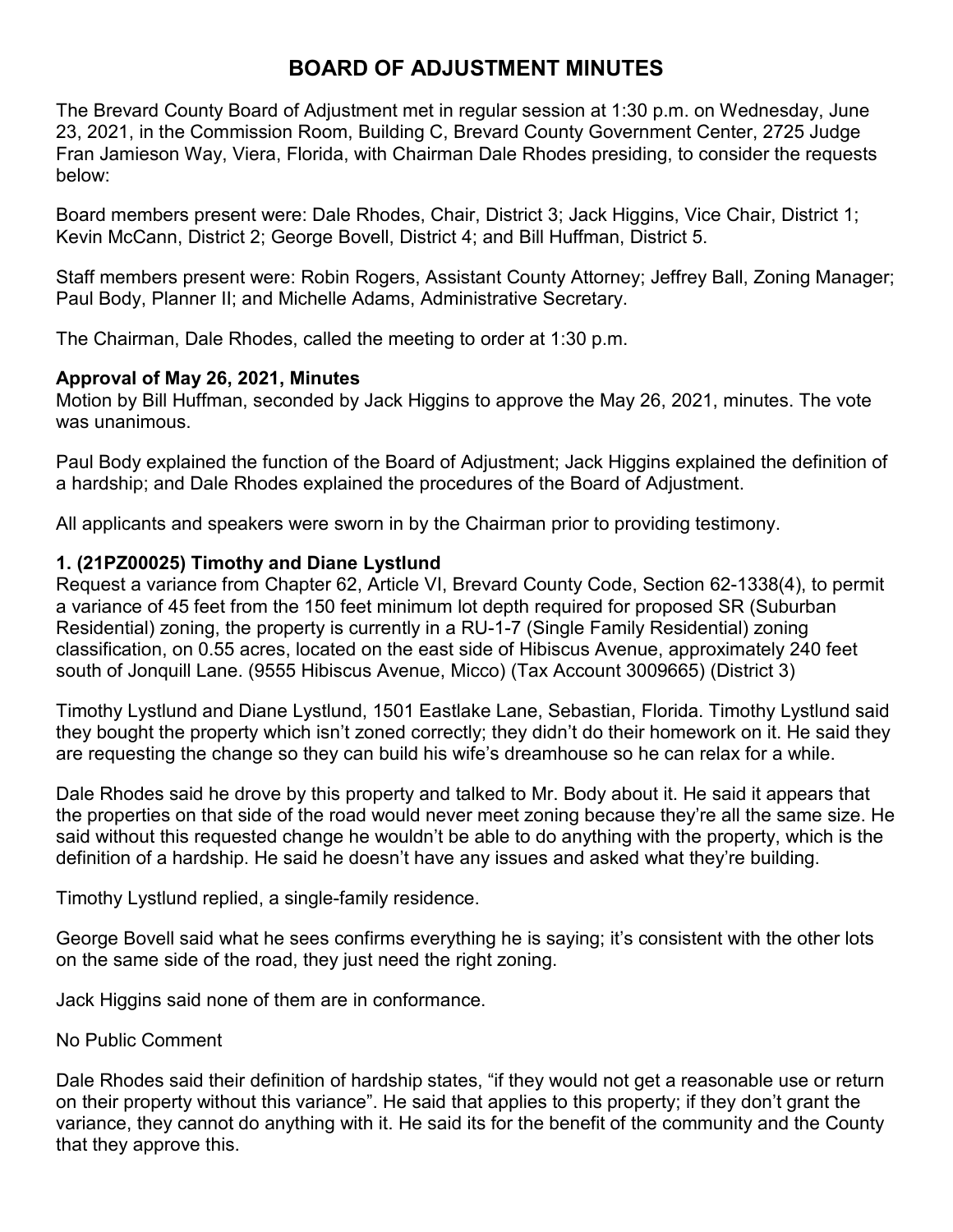# BOARD OF ADJUSTMENT MINUTES

The Brevard County Board of Adjustment met in regular session at 1:30 p.m. on Wednesday, June 23, 2021, in the Commission Room, Building C, Brevard County Government Center, 2725 Judge Fran Jamieson Way, Viera, Florida, with Chairman Dale Rhodes presiding, to consider the requests below:

Board members present were: Dale Rhodes, Chair, District 3; Jack Higgins, Vice Chair, District 1; Kevin McCann, District 2; George Bovell, District 4; and Bill Huffman, District 5.

Staff members present were: Robin Rogers, Assistant County Attorney; Jeffrey Ball, Zoning Manager; Paul Body, Planner II; and Michelle Adams, Administrative Secretary.

The Chairman, Dale Rhodes, called the meeting to order at 1:30 p.m.

**Approval of May 26, 2021, Minutes**

Motion by Bill Huffman, seconded by Jack Higgins to approve the May 26, 2021, minutes. The vote was unanimous.

Paul Body explained the function of the Board of Adjustment; Jack Higgins explained the definition of a hardship; and Dale Rhodes explained the procedures of the Board of Adjustment.

All applicants and speakers were sworn in by the Chairman prior to providing testimony.

**1. (21PZ00025) Timothy and Diane Lystlund**

Request a variance from Chapter 62, Article VI, Brevard County Code, Section 62-1338(4), to permit a variance of 45 feet from the 150 feet minimum lot depth required for proposed SR (Suburban Residential) zoning, the property is currently in a RU-1-7 (Single Family Residential) zoning classification, on 0.55 acres, located on the east side of Hibiscus Avenue, approximately 240 feet south of Jonquill Lane. (9555 Hibiscus Avenue, Micco) (Tax Account 3009665) (District 3)

Timothy Lystlund and Diane Lystlund, 1501 Eastlake Lane, Sebastian, Florida. Timothy Lystlund said they bought the property which isn't zoned correctly; they didn't do their homework on it. He said they are requesting the change so they can build his wife's dreamhouse so he can relax for a while.

Dale Rhodes said he drove by this property and talked to Mr. Body about it. He said it appears that the properties on that side of the road would never meet zoning because they're all the same size. He said without this requested change he wouldn't be able to do anything with the property, which is the definition of a hardship. He said he doesn't have any issues and asked what they're building.

Timothy Lystlund replied, a single-family residence.

George Bovell said what he sees confirms everything he is saying; it's consistent with the other lots on the same side of the road, they just need the right zoning.

Jack Higgins said none of them are in conformance.

No Public Comment

Dale Rhodes said their definition of hardship states, "if they would not get a reasonable use or return on their property without this variance". He said that applies to this property; if they don't grant the variance, they cannot do anything with it. He said its for the benefit of the community and the County that they approve this.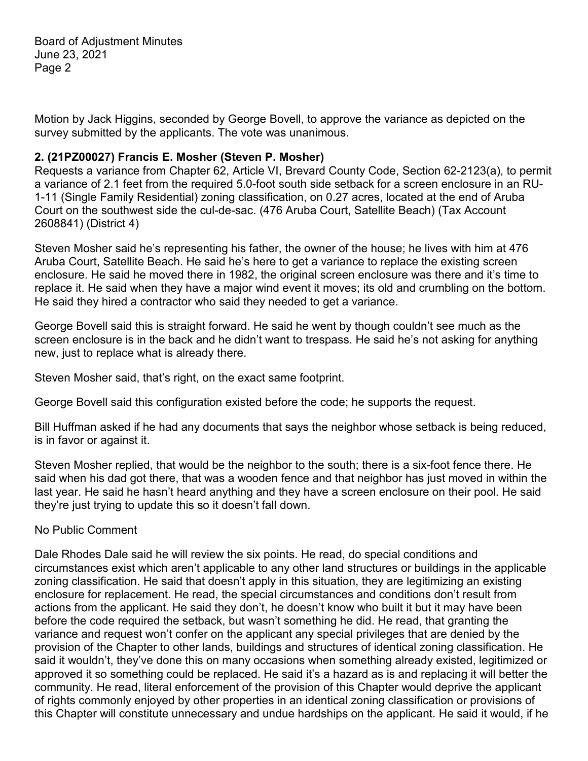Motion by Jack Higgins, seconded by George Bovell, to approve the variance as depicted on the survey submitted by the applicants. The vote was unanimous.

**2. (21PZ00027) Francis E. Mosher (Steven P. Mosher)**

Requests a variance from Chapter 62, Article VI, Brevard County Code, Section 62-2123(a), to permit a variance of 2.1 feet from the required 5.0-foot south side setback for a screen enclosure in an RU-1-11 (Single Family Residential) zoning classification, on 0.27 acres, located at the end of Aruba Court on the southwest side the cul-de-sac. (476 Aruba Court, Satellite Beach) (Tax Account 2608841) (District 4)

Steven Mosher said he's representing his father, the owner of the house; he lives with him at 476 Aruba Court, Satellite Beach. He said he's here to get a variance to replace the existing screen enclosure. He said he moved there in 1982, the original screen enclosure was there and it's time to replace it. He said when they have a major wind event it moves; its old and crumbling on the bottom. He said they hired a contractor who said they needed to get a variance.

George Bovell said this is straight forward. He said he went by though couldn't see much as the screen enclosure is in the back and he didn't want to trespass. He said he's not asking for anything new, just to replace what is already there.

Steven Mosher said, that's right, on the exact same footprint.

George Bovell said this configuration existed before the code; he supports the request.

Bill Huffman asked if he had any documents that says the neighbor whose setback is being reduced, is in favor or against it.

Steven Mosher replied, that would be the neighbor to the south; there is a six-foot fence there. He said when his dad got there, that was a wooden fence and that neighbor has just moved in within the last year. He said he hasn't heard anything and they have a screen enclosure on their pool. He said they're just trying to update this so it doesn't fall down.

No Public Comment

Dale Rhodes Dale said he will review the six points. He read, do special conditions and circumstances exist which aren't applicable to any other land structures or buildings in the applicable zoning classification. He said that doesn't apply in this situation, they are legitimizing an existing enclosure for replacement. He read, the special circumstances and conditions don't result from actions from the applicant. He said they don't, he doesn't know who built it but it may have been before the code required the setback, but wasn't something he did. He read, that granting the variance and request won't confer on the applicant any special privileges that are denied by the provision of the Chapter to other lands, buildings and structures of identical zoning classification. He said it wouldn't, they've done this on many occasions when something already existed, legitimized or approved it so something could be replaced. He said it's a hazard as is and replacing it will better the community. He read, literal enforcement of the provision of this Chapter would deprive the applicant of rights commonly enjoyed by other properties in an identical zoning classification or provisions of this Chapter will constitute unnecessary and undue hardships on the applicant. He said it would, if he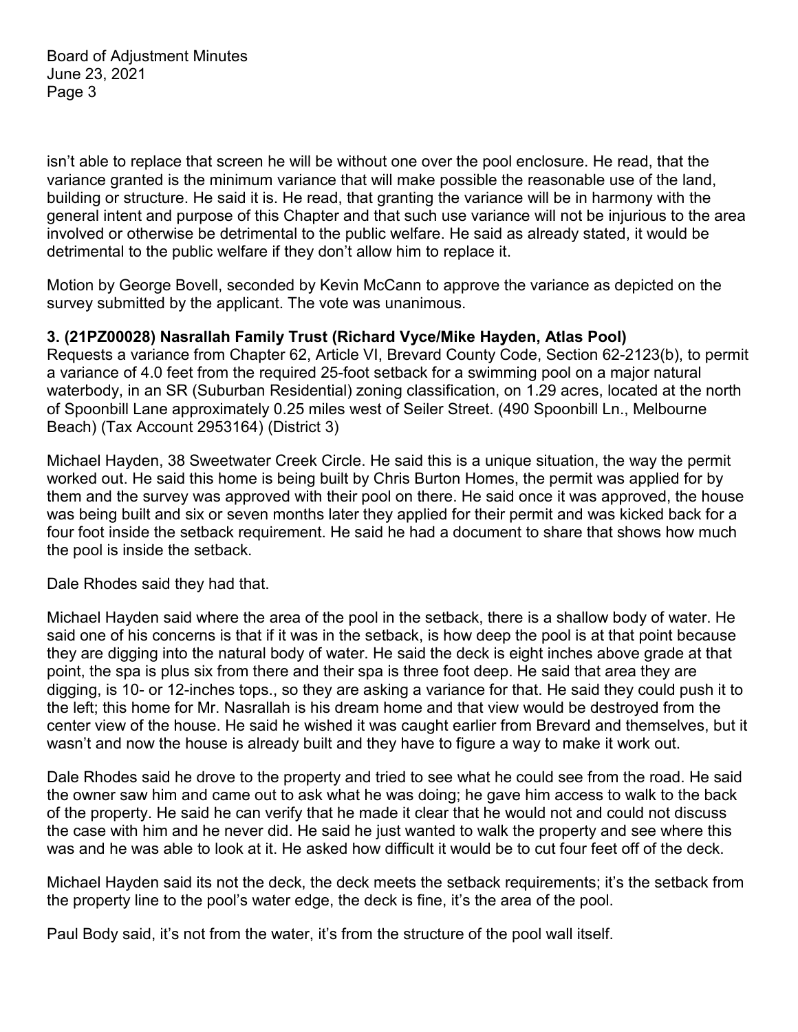isn't able to replace that screen he will be without one over the pool enclosure. He read, that the variance granted is the minimum variance that will make possible the reasonable use of the land, building or structure. He said it is. He read, that granting the variance will be in harmony with the general intent and purpose of this Chapter and that such use variance will not be injurious to the area involved or otherwise be detrimental to the public welfare. He said as already stated, it would be detrimental to the public welfare if they don't allow him to replace it.

Motion by George Bovell, seconded by Kevin McCann to approve the variance as depicted on the survey submitted by the applicant. The vote was unanimous.

**3. (21PZ00028) Nasrallah Family Trust (Richard Vyce/Mike Hayden, Atlas Pool)**
Requests a variance from Chapter 62, Article VI, Brevard County Code, Section 62-2123(b), to permit a variance of 4.0 feet from the required 25-foot setback for a swimming pool on a major natural waterbody, in an SR (Suburban Residential) zoning classification, on 1.29 acres, located at the north of Spoonbill Lane approximately 0.25 miles west of Seiler Street. (490 Spoonbill Ln., Melbourne Beach) (Tax Account 2953164) (District 3)

Michael Hayden, 38 Sweetwater Creek Circle. He said this is a unique situation, the way the permit worked out. He said this home is being built by Chris Burton Homes, the permit was applied for by them and the survey was approved with their pool on there. He said once it was approved, the house was being built and six or seven months later they applied for their permit and was kicked back for a four foot inside the setback requirement. He said he had a document to share that shows how much the pool is inside the setback.

Dale Rhodes said they had that.

Michael Hayden said where the area of the pool in the setback, there is a shallow body of water. He said one of his concerns is that if it was in the setback, is how deep the pool is at that point because they are digging into the natural body of water. He said the deck is eight inches above grade at that point, the spa is plus six from there and their spa is three foot deep. He said that area they are digging, is 10- or 12-inches tops., so they are asking a variance for that. He said they could push it to the left; this home for Mr. Nasrallah is his dream home and that view would be destroyed from the center view of the house. He said he wished it was caught earlier from Brevard and themselves, but it wasn't and now the house is already built and they have to figure a way to make it work out.

Dale Rhodes said he drove to the property and tried to see what he could see from the road. He said the owner saw him and came out to ask what he was doing; he gave him access to walk to the back of the property. He said he can verify that he made it clear that he would not and could not discuss the case with him and he never did. He said he just wanted to walk the property and see where this was and he was able to look at it. He asked how difficult it would be to cut four feet off of the deck.

Michael Hayden said its not the deck, the deck meets the setback requirements; it's the setback from the property line to the pool's water edge, the deck is fine, it's the area of the pool.

Paul Body said, it's not from the water, it's from the structure of the pool wall itself.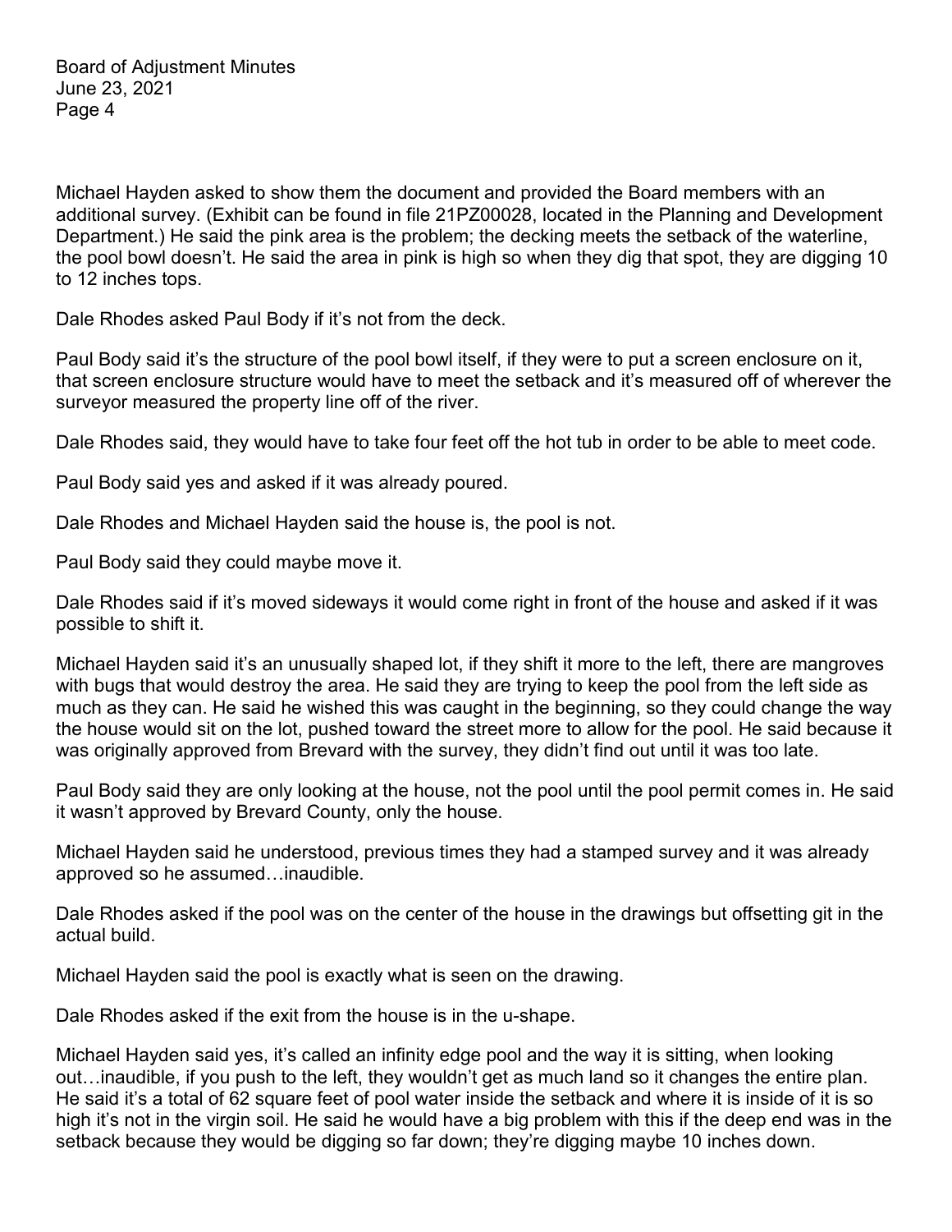Michael Hayden asked to show them the document and provided the Board members with an additional survey. (Exhibit can be found in file 21PZ00028, located in the Planning and Development Department.) He said the pink area is the problem; the decking meets the setback of the waterline, the pool bowl doesn't. He said the area in pink is high so when they dig that spot, they are digging 10 to 12 inches tops.

Dale Rhodes asked Paul Body if it's not from the deck.

Paul Body said it's the structure of the pool bowl itself, if they were to put a screen enclosure on it, that screen enclosure structure would have to meet the setback and it's measured off of wherever the surveyor measured the property line off of the river.

Dale Rhodes said, they would have to take four feet off the hot tub in order to be able to meet code.

Paul Body said yes and asked if it was already poured.

Dale Rhodes and Michael Hayden said the house is, the pool is not.

Paul Body said they could maybe move it.

Dale Rhodes said if it's moved sideways it would come right in front of the house and asked if it was possible to shift it.

Michael Hayden said it's an unusually shaped lot, if they shift it more to the left, there are mangroves with bugs that would destroy the area. He said they are trying to keep the pool from the left side as much as they can. He said he wished this was caught in the beginning, so they could change the way the house would sit on the lot, pushed toward the street more to allow for the pool. He said because it was originally approved from Brevard with the survey, they didn't find out until it was too late.

Paul Body said they are only looking at the house, not the pool until the pool permit comes in. He said it wasn't approved by Brevard County, only the house.

Michael Hayden said he understood, previous times they had a stamped survey and it was already approved so he assumed…inaudible.

Dale Rhodes asked if the pool was on the center of the house in the drawings but offsetting git in the actual build.

Michael Hayden said the pool is exactly what is seen on the drawing.

Dale Rhodes asked if the exit from the house is in the u-shape.

Michael Hayden said yes, it's called an infinity edge pool and the way it is sitting, when looking out…inaudible, if you push to the left, they wouldn't get as much land so it changes the entire plan. He said it's a total of 62 square feet of pool water inside the setback and where it is inside of it is so high it's not in the virgin soil. He said he would have a big problem with this if the deep end was in the setback because they would be digging so far down; they're digging maybe 10 inches down.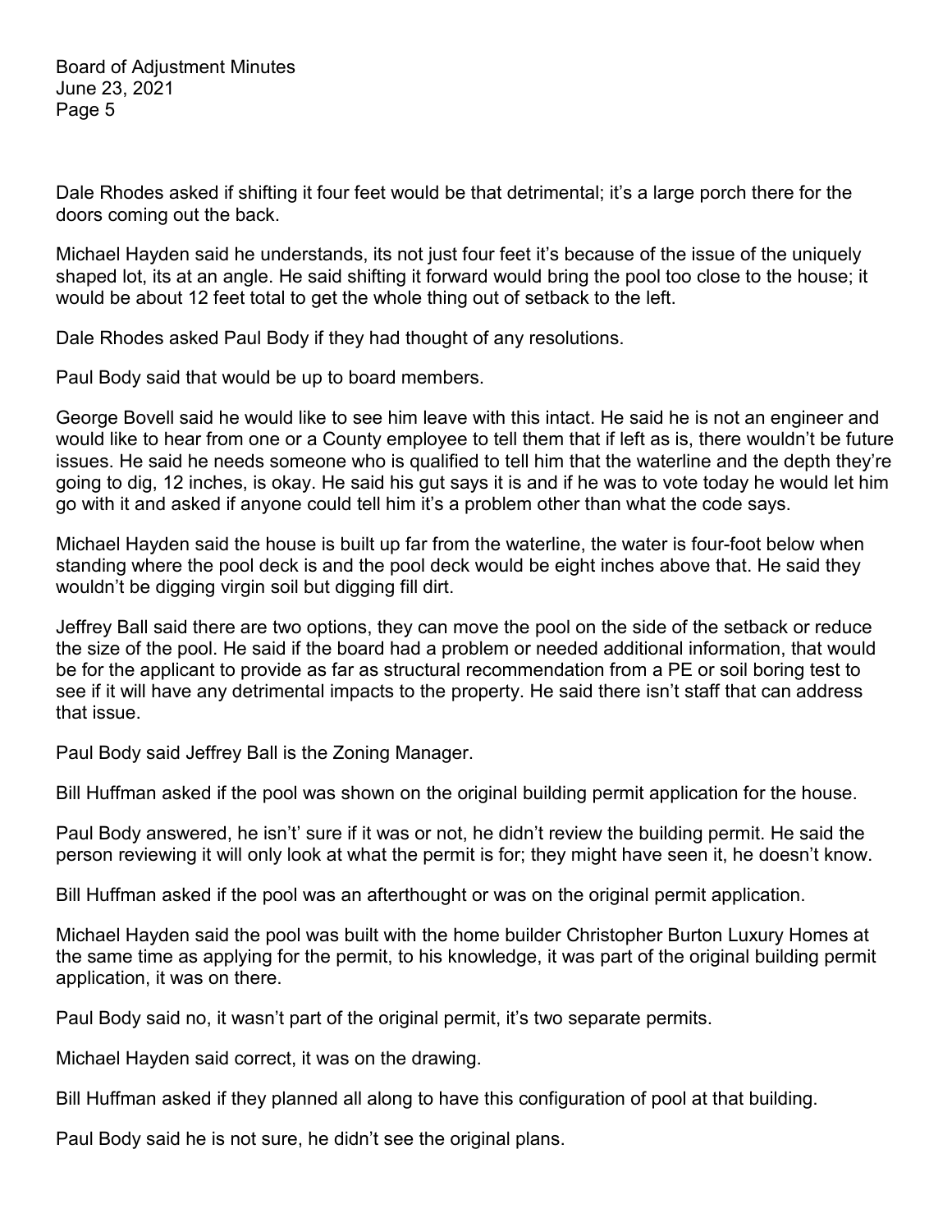Dale Rhodes asked if shifting it four feet would be that detrimental; it's a large porch there for the doors coming out the back.

Michael Hayden said he understands, its not just four feet it's because of the issue of the uniquely shaped lot, its at an angle. He said shifting it forward would bring the pool too close to the house; it would be about 12 feet total to get the whole thing out of setback to the left.

Dale Rhodes asked Paul Body if they had thought of any resolutions.

Paul Body said that would be up to board members.

George Bovell said he would like to see him leave with this intact. He said he is not an engineer and would like to hear from one or a County employee to tell them that if left as is, there wouldn't be future issues. He said he needs someone who is qualified to tell him that the waterline and the depth they're going to dig, 12 inches, is okay. He said his gut says it is and if he was to vote today he would let him go with it and asked if anyone could tell him it's a problem other than what the code says.

Michael Hayden said the house is built up far from the waterline, the water is four-foot below when standing where the pool deck is and the pool deck would be eight inches above that. He said they wouldn't be digging virgin soil but digging fill dirt.

Jeffrey Ball said there are two options, they can move the pool on the side of the setback or reduce the size of the pool. He said if the board had a problem or needed additional information, that would be for the applicant to provide as far as structural recommendation from a PE or soil boring test to see if it will have any detrimental impacts to the property. He said there isn't staff that can address that issue.

Paul Body said Jeffrey Ball is the Zoning Manager.

Bill Huffman asked if the pool was shown on the original building permit application for the house.

Paul Body answered, he isn't' sure if it was or not, he didn't review the building permit. He said the person reviewing it will only look at what the permit is for; they might have seen it, he doesn't know.

Bill Huffman asked if the pool was an afterthought or was on the original permit application.

Michael Hayden said the pool was built with the home builder Christopher Burton Luxury Homes at the same time as applying for the permit, to his knowledge, it was part of the original building permit application, it was on there.

Paul Body said no, it wasn't part of the original permit, it's two separate permits.

Michael Hayden said correct, it was on the drawing.

Bill Huffman asked if they planned all along to have this configuration of pool at that building.

Paul Body said he is not sure, he didn't see the original plans.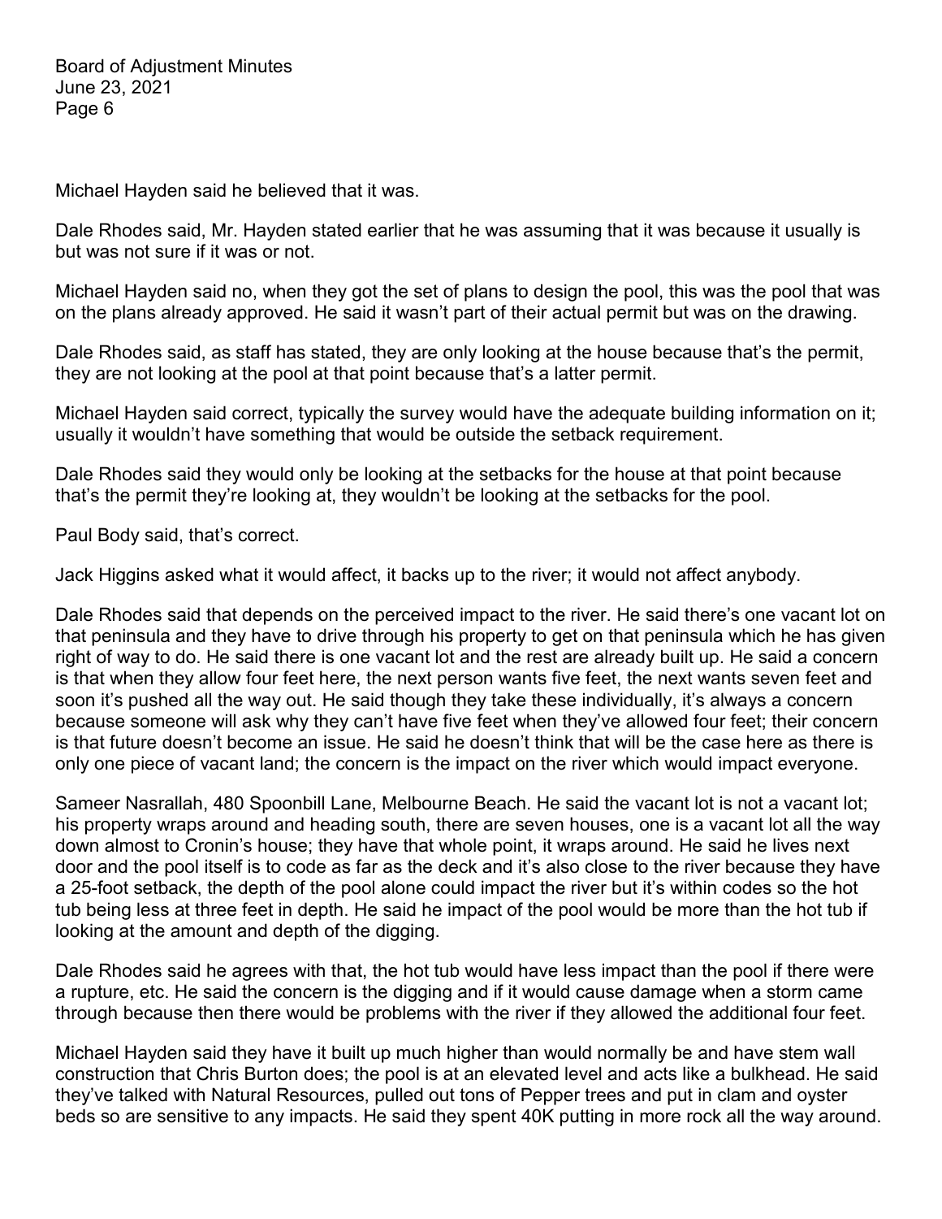Michael Hayden said he believed that it was.

Dale Rhodes said, Mr. Hayden stated earlier that he was assuming that it was because it usually is but was not sure if it was or not.

Michael Hayden said no, when they got the set of plans to design the pool, this was the pool that was on the plans already approved. He said it wasn't part of their actual permit but was on the drawing.

Dale Rhodes said, as staff has stated, they are only looking at the house because that's the permit, they are not looking at the pool at that point because that's a latter permit.

Michael Hayden said correct, typically the survey would have the adequate building information on it; usually it wouldn't have something that would be outside the setback requirement.

Dale Rhodes said they would only be looking at the setbacks for the house at that point because that's the permit they're looking at, they wouldn't be looking at the setbacks for the pool.

Paul Body said, that's correct.

Jack Higgins asked what it would affect, it backs up to the river; it would not affect anybody.

Dale Rhodes said that depends on the perceived impact to the river. He said there's one vacant lot on that peninsula and they have to drive through his property to get on that peninsula which he has given right of way to do. He said there is one vacant lot and the rest are already built up. He said a concern is that when they allow four feet here, the next person wants five feet, the next wants seven feet and soon it's pushed all the way out. He said though they take these individually, it's always a concern because someone will ask why they can't have five feet when they've allowed four feet; their concern is that future doesn't become an issue. He said he doesn't think that will be the case here as there is only one piece of vacant land; the concern is the impact on the river which would impact everyone.

Sameer Nasrallah, 480 Spoonbill Lane, Melbourne Beach. He said the vacant lot is not a vacant lot; his property wraps around and heading south, there are seven houses, one is a vacant lot all the way down almost to Cronin's house; they have that whole point, it wraps around. He said he lives next door and the pool itself is to code as far as the deck and it's also close to the river because they have a 25-foot setback, the depth of the pool alone could impact the river but it's within codes so the hot tub being less at three feet in depth. He said he impact of the pool would be more than the hot tub if looking at the amount and depth of the digging.

Dale Rhodes said he agrees with that, the hot tub would have less impact than the pool if there were a rupture, etc. He said the concern is the digging and if it would cause damage when a storm came through because then there would be problems with the river if they allowed the additional four feet.

Michael Hayden said they have it built up much higher than would normally be and have stem wall construction that Chris Burton does; the pool is at an elevated level and acts like a bulkhead. He said they've talked with Natural Resources, pulled out tons of Pepper trees and put in clam and oyster beds so are sensitive to any impacts. He said they spent 40K putting in more rock all the way around.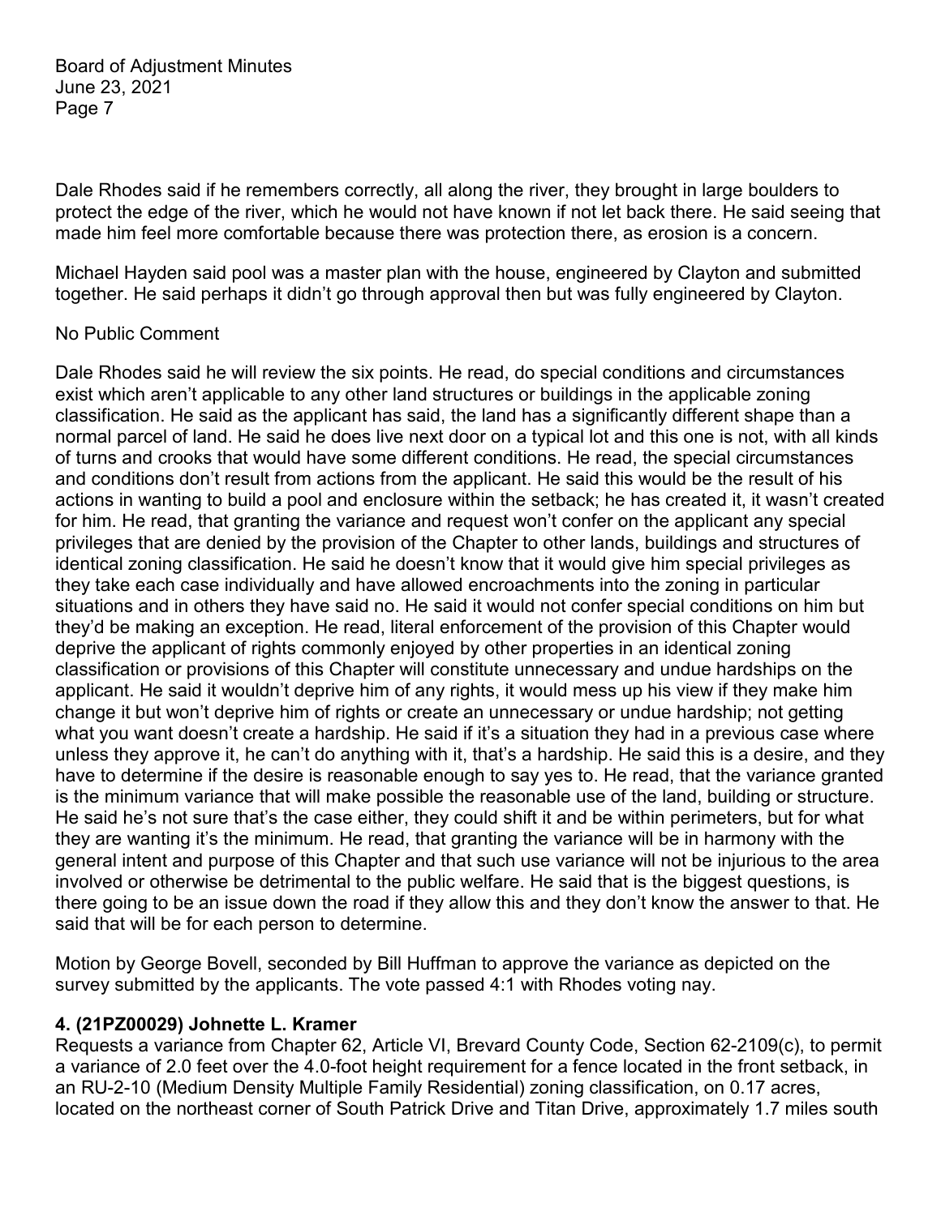Dale Rhodes said if he remembers correctly, all along the river, they brought in large boulders to protect the edge of the river, which he would not have known if not let back there. He said seeing that made him feel more comfortable because there was protection there, as erosion is a concern.

Michael Hayden said pool was a master plan with the house, engineered by Clayton and submitted together. He said perhaps it didn't go through approval then but was fully engineered by Clayton.

No Public Comment

Dale Rhodes said he will review the six points. He read, do special conditions and circumstances exist which aren't applicable to any other land structures or buildings in the applicable zoning classification. He said as the applicant has said, the land has a significantly different shape than a normal parcel of land. He said he does live next door on a typical lot and this one is not, with all kinds of turns and crooks that would have some different conditions. He read, the special circumstances and conditions don't result from actions from the applicant. He said this would be the result of his actions in wanting to build a pool and enclosure within the setback; he has created it, it wasn't created for him. He read, that granting the variance and request won't confer on the applicant any special privileges that are denied by the provision of the Chapter to other lands, buildings and structures of identical zoning classification. He said he doesn't know that it would give him special privileges as they take each case individually and have allowed encroachments into the zoning in particular situations and in others they have said no. He said it would not confer special conditions on him but they'd be making an exception. He read, literal enforcement of the provision of this Chapter would deprive the applicant of rights commonly enjoyed by other properties in an identical zoning classification or provisions of this Chapter will constitute unnecessary and undue hardships on the applicant. He said it wouldn't deprive him of any rights, it would mess up his view if they make him change it but won't deprive him of rights or create an unnecessary or undue hardship; not getting what you want doesn't create a hardship. He said if it's a situation they had in a previous case where unless they approve it, he can't do anything with it, that's a hardship. He said this is a desire, and they have to determine if the desire is reasonable enough to say yes to. He read, that the variance granted is the minimum variance that will make possible the reasonable use of the land, building or structure. He said he's not sure that's the case either, they could shift it and be within perimeters, but for what they are wanting it's the minimum. He read, that granting the variance will be in harmony with the general intent and purpose of this Chapter and that such use variance will not be injurious to the area involved or otherwise be detrimental to the public welfare. He said that is the biggest questions, is there going to be an issue down the road if they allow this and they don't know the answer to that. He said that will be for each person to determine.

Motion by George Bovell, seconded by Bill Huffman to approve the variance as depicted on the survey submitted by the applicants. The vote passed 4:1 with Rhodes voting nay.

**4. (21PZ00029) Johnette L. Kramer**

Requests a variance from Chapter 62, Article VI, Brevard County Code, Section 62-2109(c), to permit a variance of 2.0 feet over the 4.0-foot height requirement for a fence located in the front setback, in an RU-2-10 (Medium Density Multiple Family Residential) zoning classification, on 0.17 acres, located on the northeast corner of South Patrick Drive and Titan Drive, approximately 1.7 miles south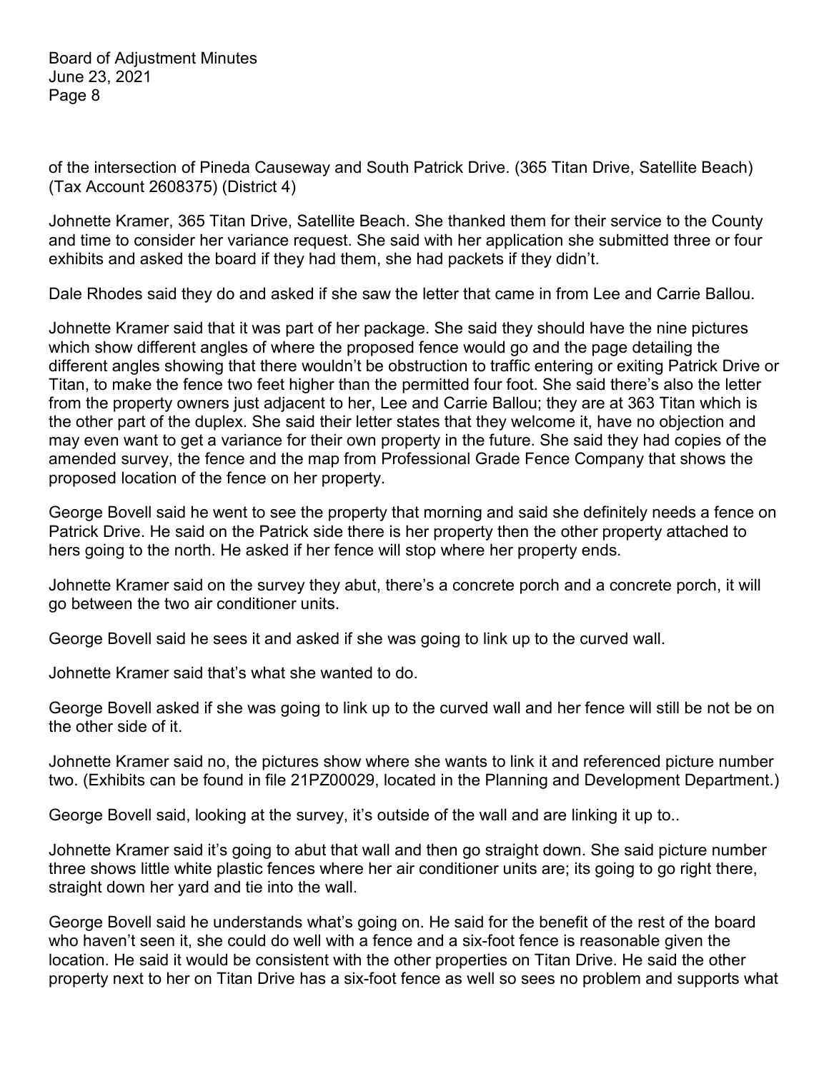of the intersection of Pineda Causeway and South Patrick Drive. (365 Titan Drive, Satellite Beach) (Tax Account 2608375) (District 4)

Johnette Kramer, 365 Titan Drive, Satellite Beach. She thanked them for their service to the County and time to consider her variance request. She said with her application she submitted three or four exhibits and asked the board if they had them, she had packets if they didn't.

Dale Rhodes said they do and asked if she saw the letter that came in from Lee and Carrie Ballou.

Johnette Kramer said that it was part of her package. She said they should have the nine pictures which show different angles of where the proposed fence would go and the page detailing the different angles showing that there wouldn't be obstruction to traffic entering or exiting Patrick Drive or Titan, to make the fence two feet higher than the permitted four foot. She said there's also the letter from the property owners just adjacent to her, Lee and Carrie Ballou; they are at 363 Titan which is the other part of the duplex. She said their letter states that they welcome it, have no objection and may even want to get a variance for their own property in the future. She said they had copies of the amended survey, the fence and the map from Professional Grade Fence Company that shows the proposed location of the fence on her property.

George Bovell said he went to see the property that morning and said she definitely needs a fence on Patrick Drive. He said on the Patrick side there is her property then the other property attached to hers going to the north. He asked if her fence will stop where her property ends.

Johnette Kramer said on the survey they abut, there's a concrete porch and a concrete porch, it will go between the two air conditioner units.

George Bovell said he sees it and asked if she was going to link up to the curved wall.

Johnette Kramer said that's what she wanted to do.

George Bovell asked if she was going to link up to the curved wall and her fence will still be not be on the other side of it.

Johnette Kramer said no, the pictures show where she wants to link it and referenced picture number two. (Exhibits can be found in file 21PZ00029, located in the Planning and Development Department.)

George Bovell said, looking at the survey, it's outside of the wall and are linking it up to..

Johnette Kramer said it's going to abut that wall and then go straight down. She said picture number three shows little white plastic fences where her air conditioner units are; its going to go right there, straight down her yard and tie into the wall.

George Bovell said he understands what's going on. He said for the benefit of the rest of the board who haven't seen it, she could do well with a fence and a six-foot fence is reasonable given the location. He said it would be consistent with the other properties on Titan Drive. He said the other property next to her on Titan Drive has a six-foot fence as well so sees no problem and supports what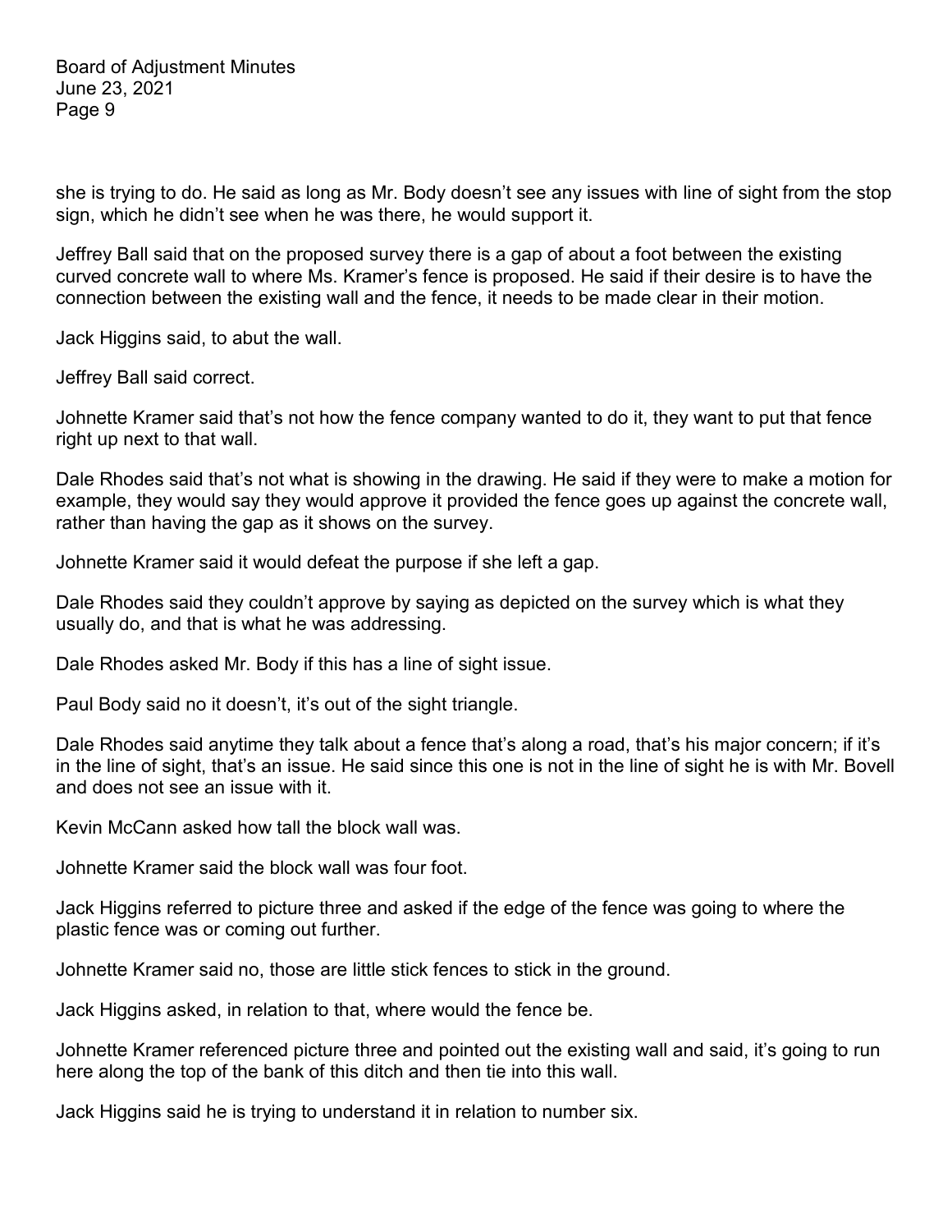she is trying to do. He said as long as Mr. Body doesn't see any issues with line of sight from the stop sign, which he didn't see when he was there, he would support it.

Jeffrey Ball said that on the proposed survey there is a gap of about a foot between the existing curved concrete wall to where Ms. Kramer's fence is proposed. He said if their desire is to have the connection between the existing wall and the fence, it needs to be made clear in their motion.

Jack Higgins said, to abut the wall.

Jeffrey Ball said correct.

Johnette Kramer said that's not how the fence company wanted to do it, they want to put that fence right up next to that wall.

Dale Rhodes said that's not what is showing in the drawing. He said if they were to make a motion for example, they would say they would approve it provided the fence goes up against the concrete wall, rather than having the gap as it shows on the survey.

Johnette Kramer said it would defeat the purpose if she left a gap.

Dale Rhodes said they couldn't approve by saying as depicted on the survey which is what they usually do, and that is what he was addressing.

Dale Rhodes asked Mr. Body if this has a line of sight issue.

Paul Body said no it doesn't, it's out of the sight triangle.

Dale Rhodes said anytime they talk about a fence that's along a road, that's his major concern; if it's in the line of sight, that's an issue. He said since this one is not in the line of sight he is with Mr. Bovell and does not see an issue with it.

Kevin McCann asked how tall the block wall was.

Johnette Kramer said the block wall was four foot.

Jack Higgins referred to picture three and asked if the edge of the fence was going to where the plastic fence was or coming out further.

Johnette Kramer said no, those are little stick fences to stick in the ground.

Jack Higgins asked, in relation to that, where would the fence be.

Johnette Kramer referenced picture three and pointed out the existing wall and said, it's going to run here along the top of the bank of this ditch and then tie into this wall.

Jack Higgins said he is trying to understand it in relation to number six.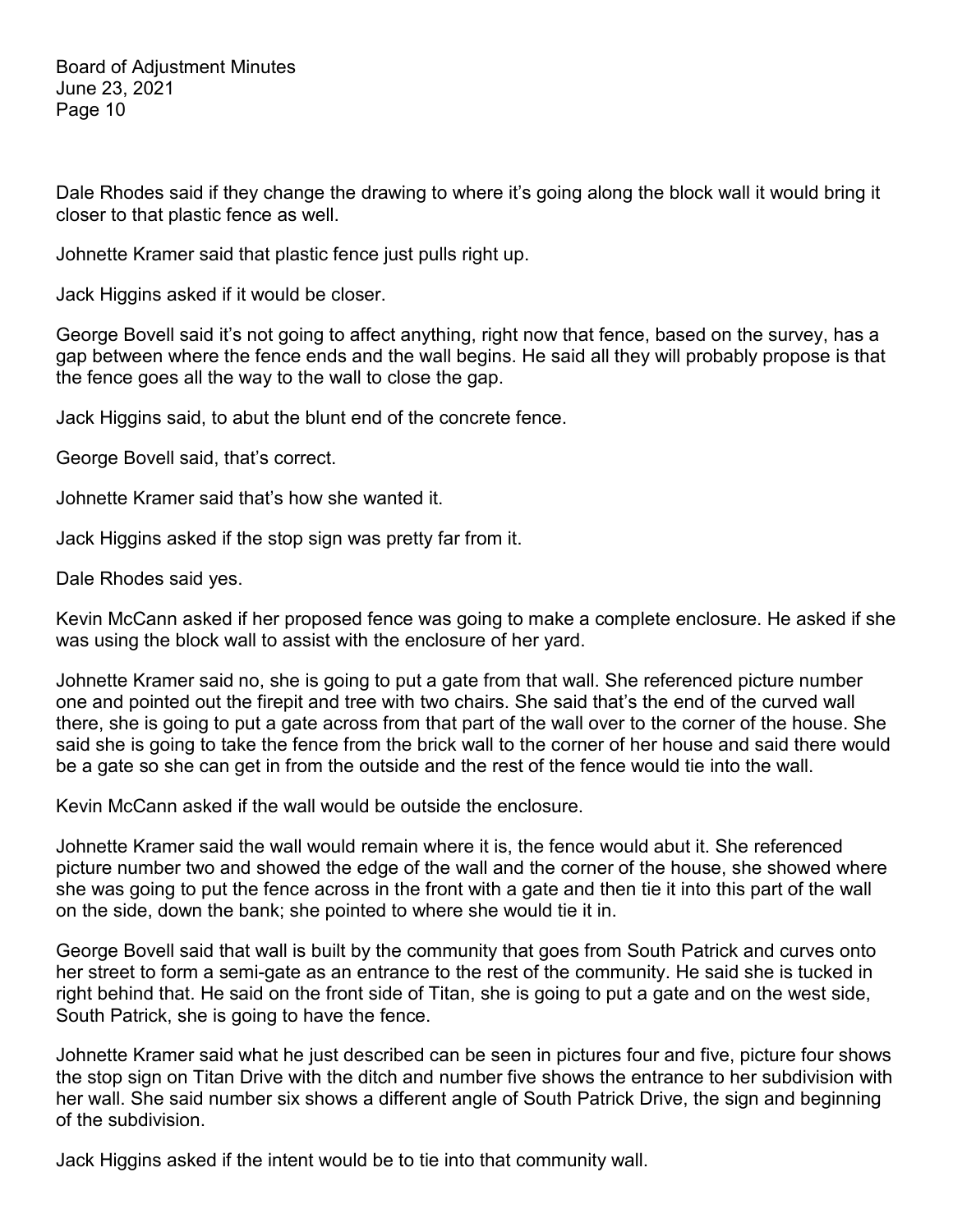Dale Rhodes said if they change the drawing to where it's going along the block wall it would bring it closer to that plastic fence as well.

Johnette Kramer said that plastic fence just pulls right up.

Jack Higgins asked if it would be closer.

George Bovell said it's not going to affect anything, right now that fence, based on the survey, has a gap between where the fence ends and the wall begins. He said all they will probably propose is that the fence goes all the way to the wall to close the gap.

Jack Higgins said, to abut the blunt end of the concrete fence.

George Bovell said, that's correct.

Johnette Kramer said that's how she wanted it.

Jack Higgins asked if the stop sign was pretty far from it.

Dale Rhodes said yes.

Kevin McCann asked if her proposed fence was going to make a complete enclosure. He asked if she was using the block wall to assist with the enclosure of her yard.

Johnette Kramer said no, she is going to put a gate from that wall. She referenced picture number one and pointed out the firepit and tree with two chairs. She said that's the end of the curved wall there, she is going to put a gate across from that part of the wall over to the corner of the house. She said she is going to take the fence from the brick wall to the corner of her house and said there would be a gate so she can get in from the outside and the rest of the fence would tie into the wall.

Kevin McCann asked if the wall would be outside the enclosure.

Johnette Kramer said the wall would remain where it is, the fence would abut it. She referenced picture number two and showed the edge of the wall and the corner of the house, she showed where she was going to put the fence across in the front with a gate and then tie it into this part of the wall on the side, down the bank; she pointed to where she would tie it in.

George Bovell said that wall is built by the community that goes from South Patrick and curves onto her street to form a semi-gate as an entrance to the rest of the community. He said she is tucked in right behind that. He said on the front side of Titan, she is going to put a gate and on the west side, South Patrick, she is going to have the fence.

Johnette Kramer said what he just described can be seen in pictures four and five, picture four shows the stop sign on Titan Drive with the ditch and number five shows the entrance to her subdivision with her wall. She said number six shows a different angle of South Patrick Drive, the sign and beginning of the subdivision.

Jack Higgins asked if the intent would be to tie into that community wall.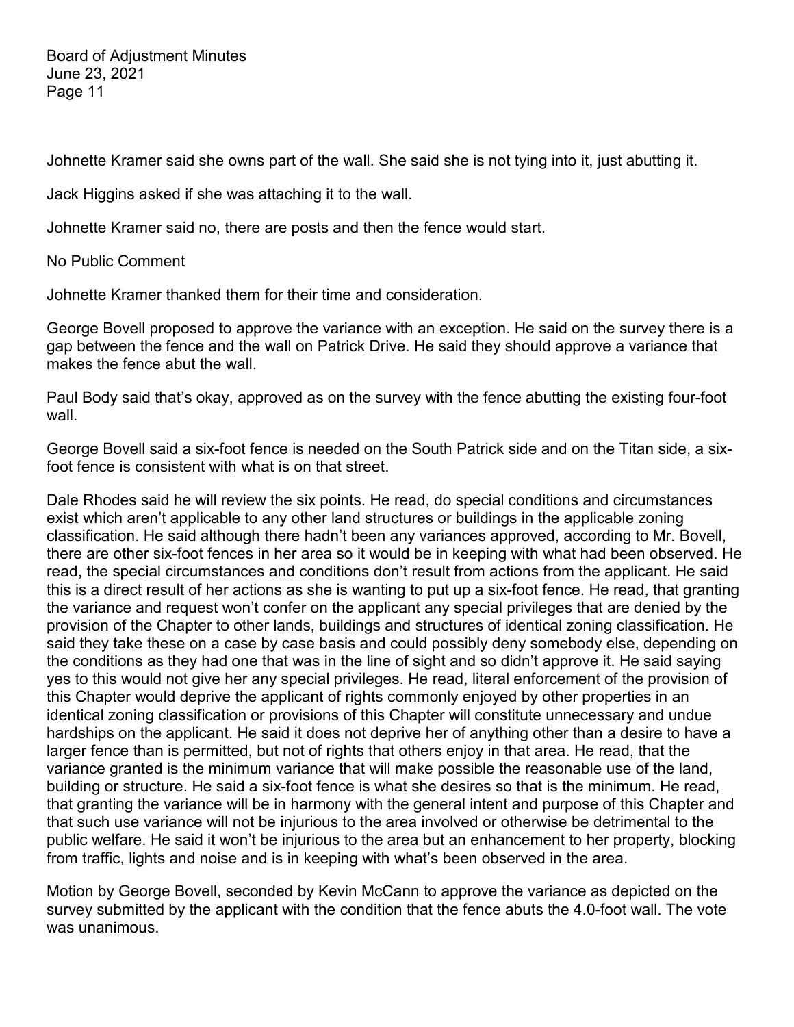Johnette Kramer said she owns part of the wall. She said she is not tying into it, just abutting it.

Jack Higgins asked if she was attaching it to the wall.

Johnette Kramer said no, there are posts and then the fence would start.

No Public Comment

Johnette Kramer thanked them for their time and consideration.

George Bovell proposed to approve the variance with an exception. He said on the survey there is a gap between the fence and the wall on Patrick Drive. He said they should approve a variance that makes the fence abut the wall.

Paul Body said that's okay, approved as on the survey with the fence abutting the existing four-foot wall.

George Bovell said a six-foot fence is needed on the South Patrick side and on the Titan side, a six-foot fence is consistent with what is on that street.

Dale Rhodes said he will review the six points. He read, do special conditions and circumstances exist which aren't applicable to any other land structures or buildings in the applicable zoning classification. He said although there hadn't been any variances approved, according to Mr. Bovell, there are other six-foot fences in her area so it would be in keeping with what had been observed. He read, the special circumstances and conditions don't result from actions from the applicant. He said this is a direct result of her actions as she is wanting to put up a six-foot fence. He read, that granting the variance and request won't confer on the applicant any special privileges that are denied by the provision of the Chapter to other lands, buildings and structures of identical zoning classification. He said they take these on a case by case basis and could possibly deny somebody else, depending on the conditions as they had one that was in the line of sight and so didn't approve it. He said saying yes to this would not give her any special privileges. He read, literal enforcement of the provision of this Chapter would deprive the applicant of rights commonly enjoyed by other properties in an identical zoning classification or provisions of this Chapter will constitute unnecessary and undue hardships on the applicant. He said it does not deprive her of anything other than a desire to have a larger fence than is permitted, but not of rights that others enjoy in that area. He read, that the variance granted is the minimum variance that will make possible the reasonable use of the land, building or structure. He said a six-foot fence is what she desires so that is the minimum. He read, that granting the variance will be in harmony with the general intent and purpose of this Chapter and that such use variance will not be injurious to the area involved or otherwise be detrimental to the public welfare. He said it won't be injurious to the area but an enhancement to her property, blocking from traffic, lights and noise and is in keeping with what's been observed in the area.

Motion by George Bovell, seconded by Kevin McCann to approve the variance as depicted on the survey submitted by the applicant with the condition that the fence abuts the 4.0-foot wall. The vote was unanimous.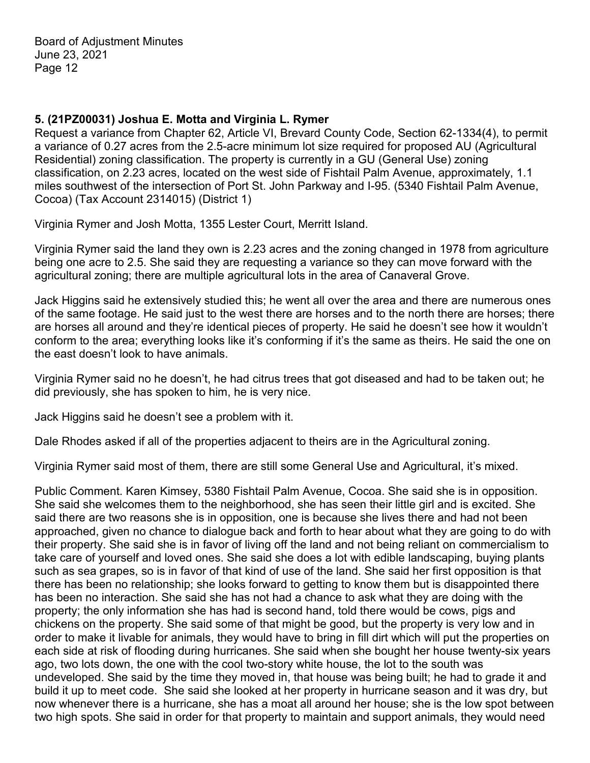**5. (21PZ00031) Joshua E. Motta and Virginia L. Rymer**

Request a variance from Chapter 62, Article VI, Brevard County Code, Section 62-1334(4), to permit a variance of 0.27 acres from the 2.5-acre minimum lot size required for proposed AU (Agricultural Residential) zoning classification. The property is currently in a GU (General Use) zoning classification, on 2.23 acres, located on the west side of Fishtail Palm Avenue, approximately, 1.1 miles southwest of the intersection of Port St. John Parkway and I-95. (5340 Fishtail Palm Avenue, Cocoa) (Tax Account 2314015) (District 1)

Virginia Rymer and Josh Motta, 1355 Lester Court, Merritt Island.

Virginia Rymer said the land they own is 2.23 acres and the zoning changed in 1978 from agriculture being one acre to 2.5. She said they are requesting a variance so they can move forward with the agricultural zoning; there are multiple agricultural lots in the area of Canaveral Grove.

Jack Higgins said he extensively studied this; he went all over the area and there are numerous ones of the same footage. He said just to the west there are horses and to the north there are horses; there are horses all around and they're identical pieces of property. He said he doesn't see how it wouldn't conform to the area; everything looks like it's conforming if it's the same as theirs. He said the one on the east doesn't look to have animals.

Virginia Rymer said no he doesn't, he had citrus trees that got diseased and had to be taken out; he did previously, she has spoken to him, he is very nice.

Jack Higgins said he doesn't see a problem with it.

Dale Rhodes asked if all of the properties adjacent to theirs are in the Agricultural zoning.

Virginia Rymer said most of them, there are still some General Use and Agricultural, it's mixed.

Public Comment. Karen Kimsey, 5380 Fishtail Palm Avenue, Cocoa. She said she is in opposition. She said she welcomes them to the neighborhood, she has seen their little girl and is excited. She said there are two reasons she is in opposition, one is because she lives there and had not been approached, given no chance to dialogue back and forth to hear about what they are going to do with their property. She said she is in favor of living off the land and not being reliant on commercialism to take care of yourself and loved ones. She said she does a lot with edible landscaping, buying plants such as sea grapes, so is in favor of that kind of use of the land. She said her first opposition is that there has been no relationship; she looks forward to getting to know them but is disappointed there has been no interaction. She said she has not had a chance to ask what they are doing with the property; the only information she has had is second hand, told there would be cows, pigs and chickens on the property. She said some of that might be good, but the property is very low and in order to make it livable for animals, they would have to bring in fill dirt which will put the properties on each side at risk of flooding during hurricanes. She said when she bought her house twenty-six years ago, two lots down, the one with the cool two-story white house, the lot to the south was undeveloped. She said by the time they moved in, that house was being built; he had to grade it and build it up to meet code. She said she looked at her property in hurricane season and it was dry, but now whenever there is a hurricane, she has a moat all around her house; she is the low spot between two high spots. She said in order for that property to maintain and support animals, they would need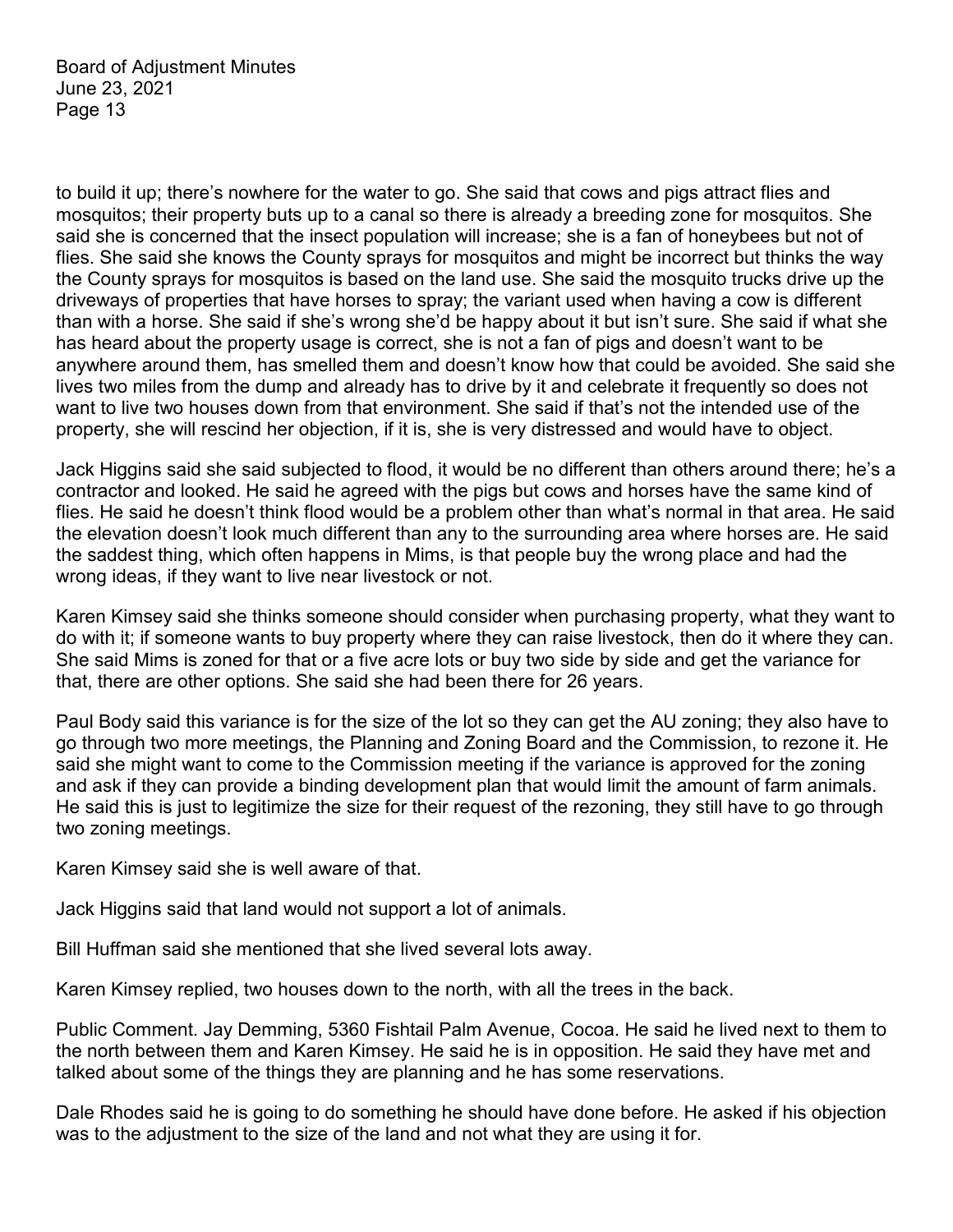to build it up; there's nowhere for the water to go. She said that cows and pigs attract flies and mosquitos; their property buts up to a canal so there is already a breeding zone for mosquitos. She said she is concerned that the insect population will increase; she is a fan of honeybees but not of flies. She said she knows the County sprays for mosquitos and might be incorrect but thinks the way the County sprays for mosquitos is based on the land use. She said the mosquito trucks drive up the driveways of properties that have horses to spray; the variant used when having a cow is different than with a horse. She said if she's wrong she'd be happy about it but isn't sure. She said if what she has heard about the property usage is correct, she is not a fan of pigs and doesn't want to be anywhere around them, has smelled them and doesn't know how that could be avoided. She said she lives two miles from the dump and already has to drive by it and celebrate it frequently so does not want to live two houses down from that environment. She said if that's not the intended use of the property, she will rescind her objection, if it is, she is very distressed and would have to object.

Jack Higgins said she said subjected to flood, it would be no different than others around there; he's a contractor and looked. He said he agreed with the pigs but cows and horses have the same kind of flies. He said he doesn't think flood would be a problem other than what's normal in that area. He said the elevation doesn't look much different than any to the surrounding area where horses are. He said the saddest thing, which often happens in Mims, is that people buy the wrong place and had the wrong ideas, if they want to live near livestock or not.

Karen Kimsey said she thinks someone should consider when purchasing property, what they want to do with it; if someone wants to buy property where they can raise livestock, then do it where they can. She said Mims is zoned for that or a five acre lots or buy two side by side and get the variance for that, there are other options. She said she had been there for 26 years.

Paul Body said this variance is for the size of the lot so they can get the AU zoning; they also have to go through two more meetings, the Planning and Zoning Board and the Commission, to rezone it. He said she might want to come to the Commission meeting if the variance is approved for the zoning and ask if they can provide a binding development plan that would limit the amount of farm animals. He said this is just to legitimize the size for their request of the rezoning, they still have to go through two zoning meetings.

Karen Kimsey said she is well aware of that.

Jack Higgins said that land would not support a lot of animals.

Bill Huffman said she mentioned that she lived several lots away.

Karen Kimsey replied, two houses down to the north, with all the trees in the back.

Public Comment. Jay Demming, 5360 Fishtail Palm Avenue, Cocoa. He said he lived next to them to the north between them and Karen Kimsey. He said he is in opposition. He said they have met and talked about some of the things they are planning and he has some reservations.

Dale Rhodes said he is going to do something he should have done before. He asked if his objection was to the adjustment to the size of the land and not what they are using it for.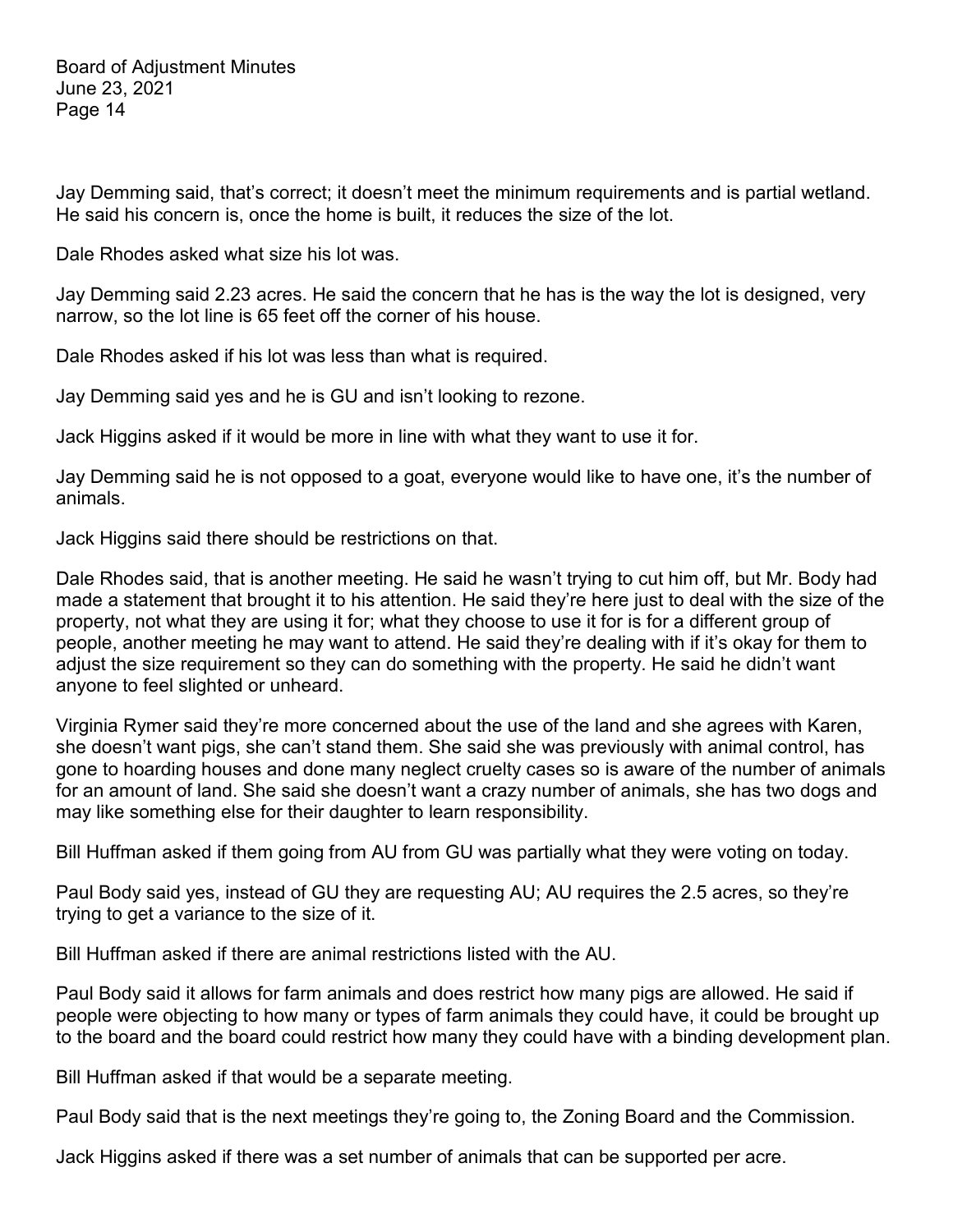Jay Demming said, that's correct; it doesn't meet the minimum requirements and is partial wetland. He said his concern is, once the home is built, it reduces the size of the lot.

Dale Rhodes asked what size his lot was.

Jay Demming said 2.23 acres. He said the concern that he has is the way the lot is designed, very narrow, so the lot line is 65 feet off the corner of his house.

Dale Rhodes asked if his lot was less than what is required.

Jay Demming said yes and he is GU and isn't looking to rezone.

Jack Higgins asked if it would be more in line with what they want to use it for.

Jay Demming said he is not opposed to a goat, everyone would like to have one, it's the number of animals.

Jack Higgins said there should be restrictions on that.

Dale Rhodes said, that is another meeting. He said he wasn't trying to cut him off, but Mr. Body had made a statement that brought it to his attention. He said they're here just to deal with the size of the property, not what they are using it for; what they choose to use it for is for a different group of people, another meeting he may want to attend. He said they're dealing with if it's okay for them to adjust the size requirement so they can do something with the property. He said he didn't want anyone to feel slighted or unheard.

Virginia Rymer said they're more concerned about the use of the land and she agrees with Karen, she doesn't want pigs, she can't stand them. She said she was previously with animal control, has gone to hoarding houses and done many neglect cruelty cases so is aware of the number of animals for an amount of land. She said she doesn't want a crazy number of animals, she has two dogs and may like something else for their daughter to learn responsibility.

Bill Huffman asked if them going from AU from GU was partially what they were voting on today.

Paul Body said yes, instead of GU they are requesting AU; AU requires the 2.5 acres, so they're trying to get a variance to the size of it.

Bill Huffman asked if there are animal restrictions listed with the AU.

Paul Body said it allows for farm animals and does restrict how many pigs are allowed. He said if people were objecting to how many or types of farm animals they could have, it could be brought up to the board and the board could restrict how many they could have with a binding development plan.

Bill Huffman asked if that would be a separate meeting.

Paul Body said that is the next meetings they're going to, the Zoning Board and the Commission.

Jack Higgins asked if there was a set number of animals that can be supported per acre.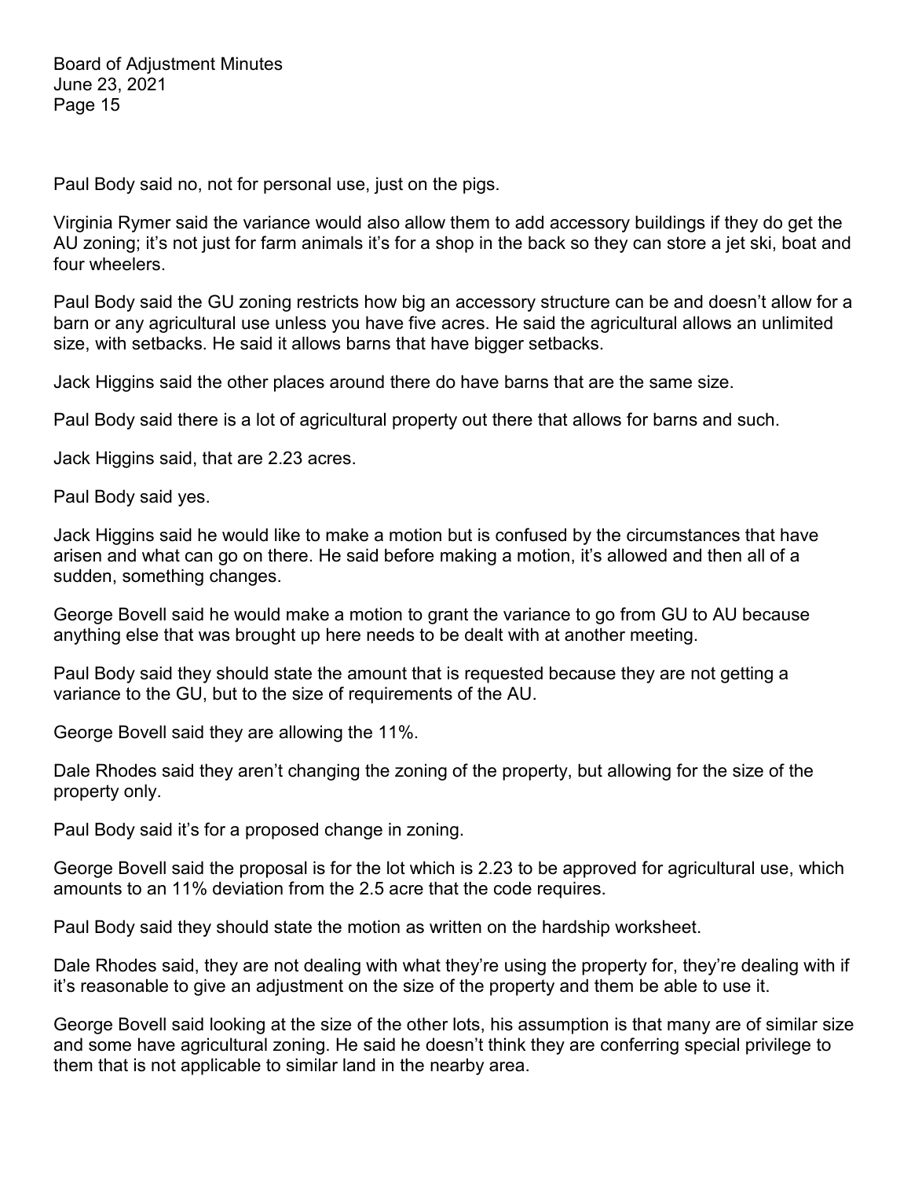Paul Body said no, not for personal use, just on the pigs.

Virginia Rymer said the variance would also allow them to add accessory buildings if they do get the AU zoning; it's not just for farm animals it's for a shop in the back so they can store a jet ski, boat and four wheelers.

Paul Body said the GU zoning restricts how big an accessory structure can be and doesn't allow for a barn or any agricultural use unless you have five acres. He said the agricultural allows an unlimited size, with setbacks. He said it allows barns that have bigger setbacks.

Jack Higgins said the other places around there do have barns that are the same size.

Paul Body said there is a lot of agricultural property out there that allows for barns and such.

Jack Higgins said, that are 2.23 acres.

Paul Body said yes.

Jack Higgins said he would like to make a motion but is confused by the circumstances that have arisen and what can go on there. He said before making a motion, it's allowed and then all of a sudden, something changes.

George Bovell said he would make a motion to grant the variance to go from GU to AU because anything else that was brought up here needs to be dealt with at another meeting.

Paul Body said they should state the amount that is requested because they are not getting a variance to the GU, but to the size of requirements of the AU.

George Bovell said they are allowing the 11%.

Dale Rhodes said they aren't changing the zoning of the property, but allowing for the size of the property only.

Paul Body said it's for a proposed change in zoning.

George Bovell said the proposal is for the lot which is 2.23 to be approved for agricultural use, which amounts to an 11% deviation from the 2.5 acre that the code requires.

Paul Body said they should state the motion as written on the hardship worksheet.

Dale Rhodes said, they are not dealing with what they're using the property for, they're dealing with if it's reasonable to give an adjustment on the size of the property and them be able to use it.

George Bovell said looking at the size of the other lots, his assumption is that many are of similar size and some have agricultural zoning. He said he doesn't think they are conferring special privilege to them that is not applicable to similar land in the nearby area.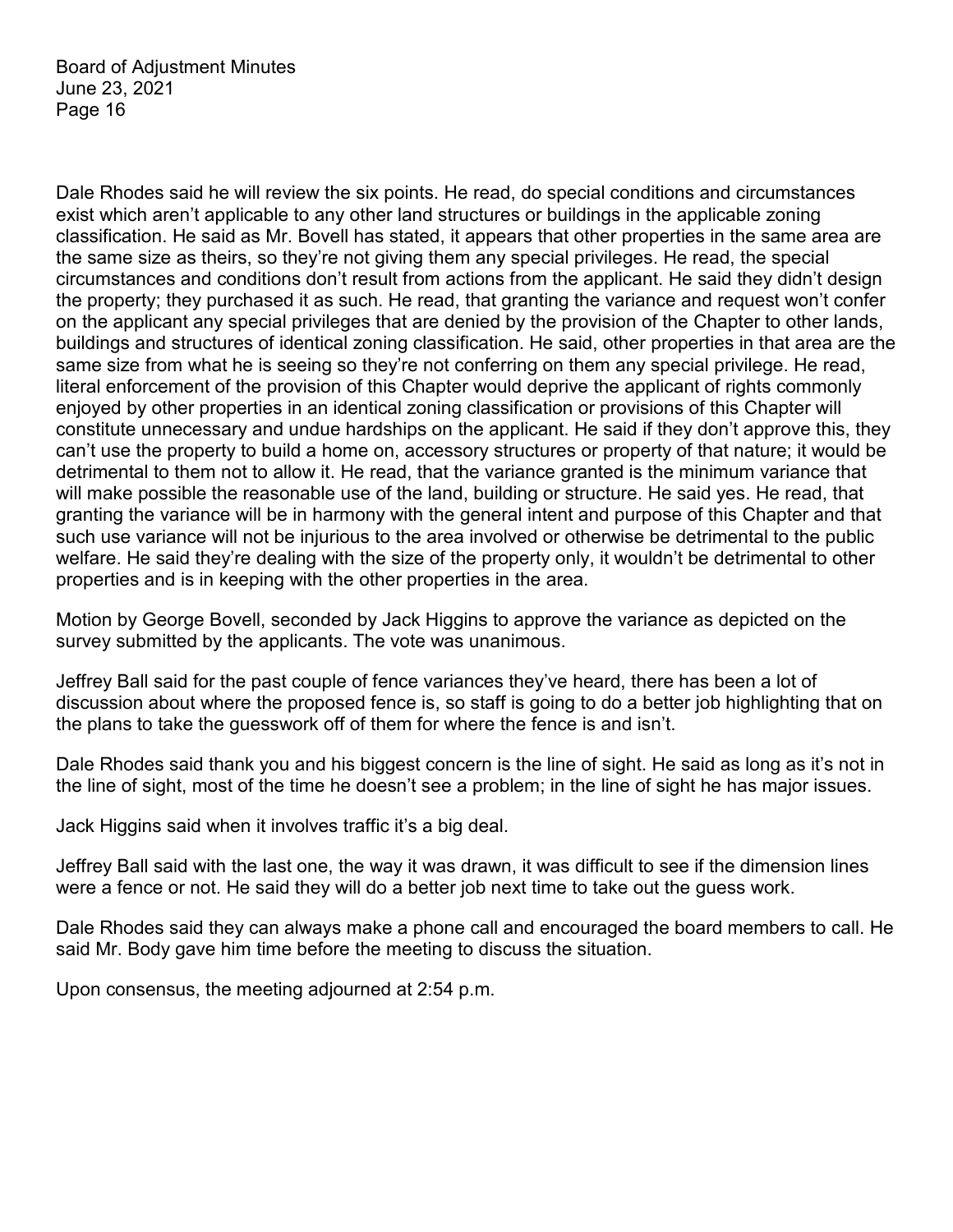Dale Rhodes said he will review the six points. He read, do special conditions and circumstances exist which aren't applicable to any other land structures or buildings in the applicable zoning classification. He said as Mr. Bovell has stated, it appears that other properties in the same area are the same size as theirs, so they're not giving them any special privileges. He read, the special circumstances and conditions don't result from actions from the applicant. He said they didn't design the property; they purchased it as such. He read, that granting the variance and request won't confer on the applicant any special privileges that are denied by the provision of the Chapter to other lands, buildings and structures of identical zoning classification. He said, other properties in that area are the same size from what he is seeing so they're not conferring on them any special privilege. He read, literal enforcement of the provision of this Chapter would deprive the applicant of rights commonly enjoyed by other properties in an identical zoning classification or provisions of this Chapter will constitute unnecessary and undue hardships on the applicant. He said if they don't approve this, they can't use the property to build a home on, accessory structures or property of that nature; it would be detrimental to them not to allow it. He read, that the variance granted is the minimum variance that will make possible the reasonable use of the land, building or structure. He said yes. He read, that granting the variance will be in harmony with the general intent and purpose of this Chapter and that such use variance will not be injurious to the area involved or otherwise be detrimental to the public welfare. He said they're dealing with the size of the property only, it wouldn't be detrimental to other properties and is in keeping with the other properties in the area.

Motion by George Bovell, seconded by Jack Higgins to approve the variance as depicted on the survey submitted by the applicants. The vote was unanimous.

Jeffrey Ball said for the past couple of fence variances they've heard, there has been a lot of discussion about where the proposed fence is, so staff is going to do a better job highlighting that on the plans to take the guesswork off of them for where the fence is and isn't.

Dale Rhodes said thank you and his biggest concern is the line of sight. He said as long as it's not in the line of sight, most of the time he doesn't see a problem; in the line of sight he has major issues.

Jack Higgins said when it involves traffic it's a big deal.

Jeffrey Ball said with the last one, the way it was drawn, it was difficult to see if the dimension lines were a fence or not. He said they will do a better job next time to take out the guess work.

Dale Rhodes said they can always make a phone call and encouraged the board members to call. He said Mr. Body gave him time before the meeting to discuss the situation.

Upon consensus, the meeting adjourned at 2:54 p.m.